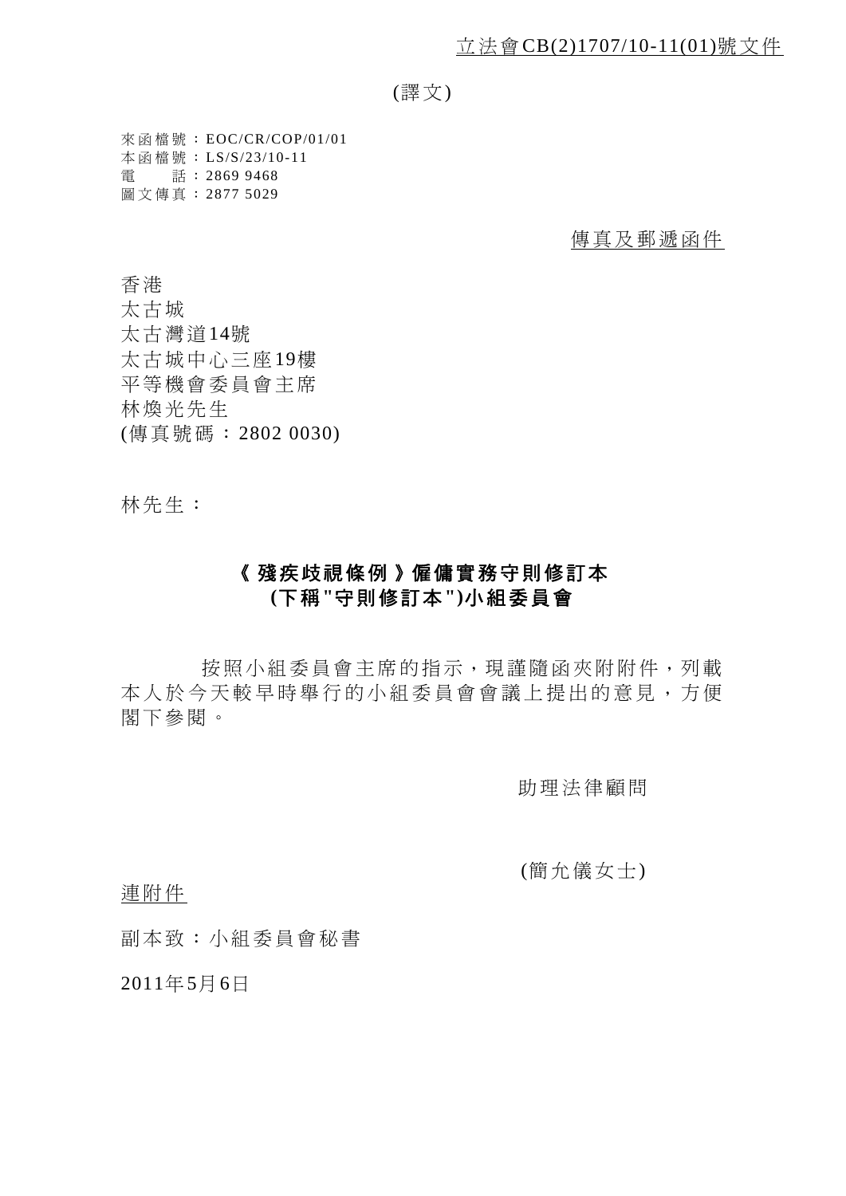立法會CB(2)1707/10-11(01)號文件

(譯文)

來函檔號：EOC/CR/COP/01/01
本函檔號：LS/S/23/10-11
電　　話：2869 9468
圖文傳真：2877 5029

傳真及郵遞函件

香港
太古城
太古灣道14號
太古城中心三座19樓
平等機會委員會主席
林煥光先生
(傳真號碼：2802 0030)

林先生：

**《殘疾歧視條例》僱傭實務守則修訂本**
**(下稱"守則修訂本")小組委員會**

按照小組委員會主席的指示，現謹隨函夾附附件，列載本人於今天較早時舉行的小組委員會會議上提出的意見，方便閣下參閱。

助理法律顧問

(簡允儀女士)

連附件

副本致：小組委員會秘書

2011年5月6日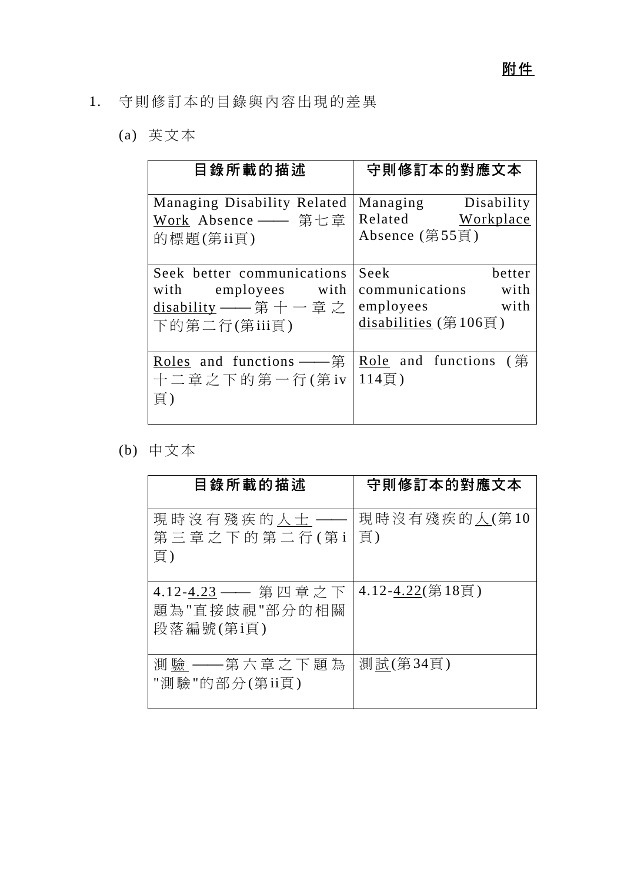**附件**

1. 守則修訂本的目錄與內容出現的差異

   (a) 英文本

| 目錄所載的描述 | 守則修訂本的對應文本 |
|---|---|
| Managing Disability Related <u>Work</u> Absence —— 第七章的標題(第ii頁) | Managing Disability Related <u>Workplace</u> Absence (第55頁) |
| Seek better communications with employees with <u>disability</u> —— 第十一章之下的第二行(第iii頁) | Seek better communications with employees with <u>disabilities</u> (第106頁) |
| <u>Roles</u> and functions ——第十二章之下的第一行(第iv頁) | <u>Role</u> and functions (第114頁) |

   (b) 中文本

| 目錄所載的描述 | 守則修訂本的對應文本 |
|---|---|
| 現時沒有殘疾的<u>人士</u> —— 第三章之下的第二行(第i頁) | 現時沒有殘疾的<u>人</u>(第10頁) |
| 4.12-<u>4.23</u> —— 第四章之下題為"直接歧視"部分的相關段落編號(第i頁) | 4.12-<u>4.22</u>(第18頁) |
| 測<u>驗</u> ——第六章之下題為"測驗"的部分(第ii頁) | 測<u>試</u>(第34頁) |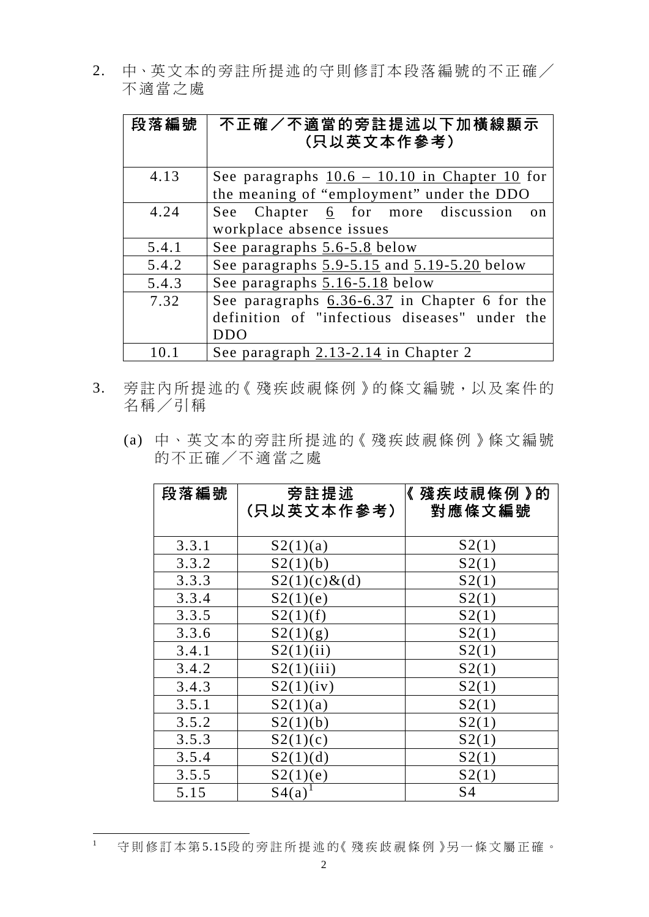2. 中、英文本的旁註所提述的守則修訂本段落編號的不正確／不適當之處

| 段落編號 | 不正確／不適當的旁註提述以下加橫線顯示（只以英文本作參考） |
|---|---|
| 4.13 | See paragraphs <u>10.6 – 10.10</u> in Chapter <u>10</u> for the meaning of “employment” under the DDO |
| 4.24 | See Chapter <u>6</u> for more discussion on workplace absence issues |
| 5.4.1 | See paragraphs <u>5.6-5.8</u> below |
| 5.4.2 | See paragraphs <u>5.9-5.15</u> and <u>5.19-5.20</u> below |
| 5.4.3 | See paragraphs <u>5.16-5.18</u> below |
| 7.32 | See paragraphs <u>6.36-6.37</u> in Chapter 6 for the definition of "infectious diseases" under the DDO |
| 10.1 | See paragraph <u>2.13-2.14</u> in Chapter 2 |

3. 旁註內所提述的《殘疾歧視條例》的條文編號，以及案件的名稱／引稱

(a) 中、英文本的旁註所提述的《殘疾歧視條例》條文編號的不正確／不適當之處

| 段落編號 | 旁註提述（只以英文本作參考） | 《殘疾歧視條例》的對應條文編號 |
|---|---|---|
| 3.3.1 | S2(1)(a) | S2(1) |
| 3.3.2 | S2(1)(b) | S2(1) |
| 3.3.3 | S2(1)(c)&(d) | S2(1) |
| 3.3.4 | S2(1)(e) | S2(1) |
| 3.3.5 | S2(1)(f) | S2(1) |
| 3.3.6 | S2(1)(g) | S2(1) |
| 3.4.1 | S2(1)(ii) | S2(1) |
| 3.4.2 | S2(1)(iii) | S2(1) |
| 3.4.3 | S2(1)(iv) | S2(1) |
| 3.5.1 | S2(1)(a) | S2(1) |
| 3.5.2 | S2(1)(b) | S2(1) |
| 3.5.3 | S2(1)(c) | S2(1) |
| 3.5.4 | S2(1)(d) | S2(1) |
| 3.5.5 | S2(1)(e) | S2(1) |
| 5.15 | S4(a)[1] | S4 |

[1] 守則修訂本第5.15段的旁註所提述的《殘疾歧視條例》另一條文屬正確。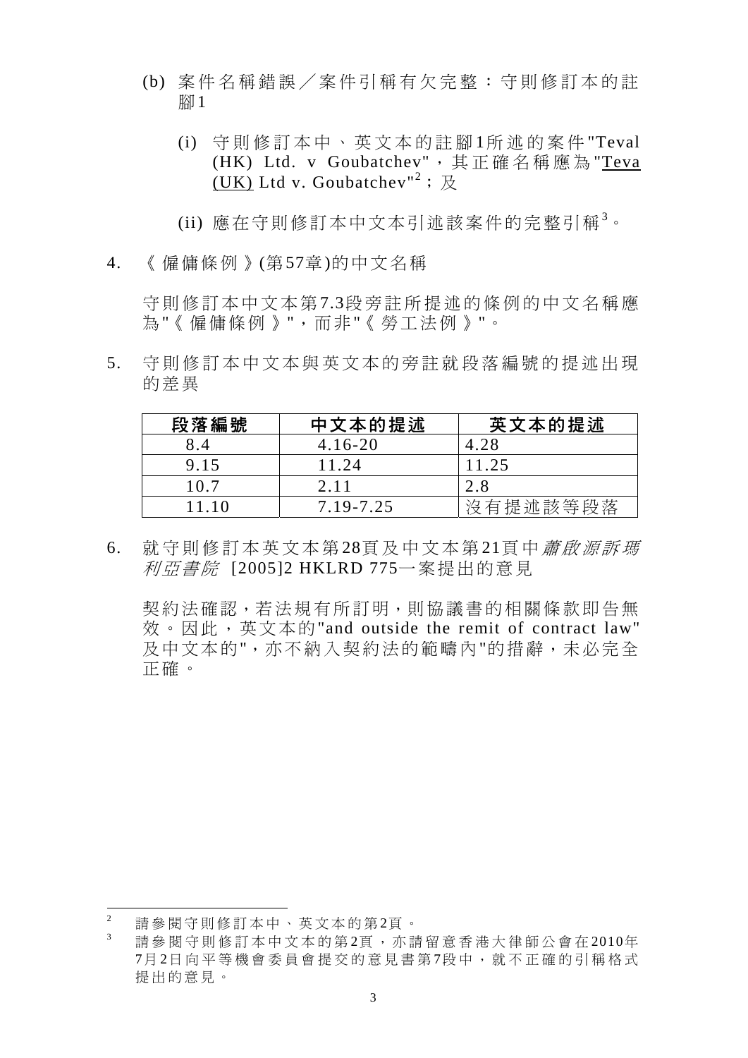(b) 案件名稱錯誤／案件引稱有欠完整：守則修訂本的註腳1

   (i) 守則修訂本中、英文本的註腳1所述的案件"Teval (HK) Ltd. v Goubatchev"，其正確名稱應為"<u>Teva (UK)</u> Ltd v. Goubatchev"[2]；及

   (ii) 應在守則修訂本中文本引述該案件的完整引稱[3]。

4. 《僱傭條例》(第57章)的中文名稱

   守則修訂本中文本第7.3段旁註所提述的條例的中文名稱應為"《僱傭條例》"，而非"《勞工法例》"。

5. 守則修訂本中文本與英文本的旁註就段落編號的提述出現的差異

| **段落編號** | **中文本的提述** | **英文本的提述** |
|---|---|---|
| 8.4 | 4.16-20 | 4.28 |
| 9.15 | 11.24 | 11.25 |
| 10.7 | 2.11 | 2.8 |
| 11.10 | 7.19-7.25 | 沒有提述該等段落 |

6. 就守則修訂本英文本第28頁及中文本第21頁中*蕭啟源訴瑪利亞書院* [2005]2 HKLRD 775一案提出的意見

   契約法確認，若法規有所訂明，則協議書的相關條款即告無效。因此，英文本的"and outside the remit of contract law"及中文本的"，亦不納入契約法的範疇內"的措辭，未必完全正確。

---

[2] 請參閱守則修訂本中、英文本的第2頁。

[3] 請參閱守則修訂本中文本的第2頁，亦請留意香港大律師公會在2010年7月2日向平等機會委員會提交的意見書第7段中，就不正確的引稱格式提出的意見。